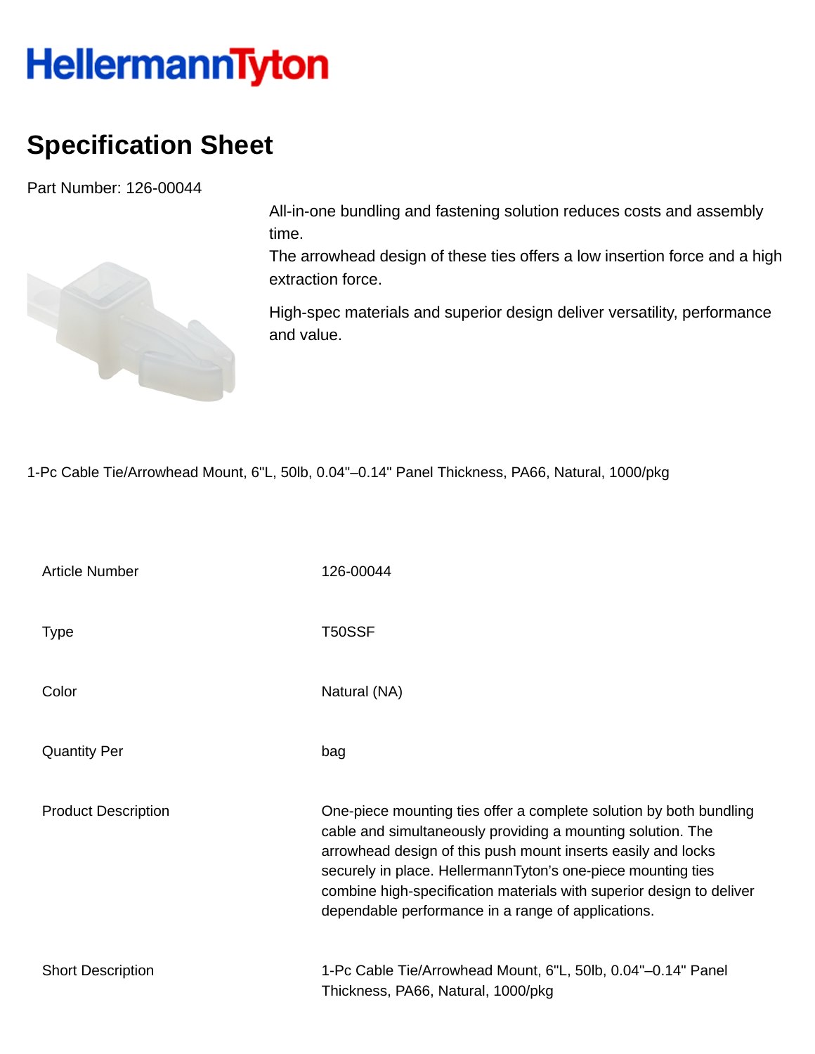HellermannTyton

# Specification Sheet

Part Number: 126-00044

All-in-one bundling and fastening solution reduces costs and assembly time.
The arrowhead design of these ties offers a low insertion force and a high extraction force.

High-spec materials and superior design deliver versatility, performance and value.

1-Pc Cable Tie/Arrowhead Mount, 6"L, 50lb, 0.04"–0.14" Panel Thickness, PA66, Natural, 1000/pkg

| | |
|---|---|
| Article Number | 126-00044 |
| Type | T50SSF |
| Color | Natural (NA) |
| Quantity Per | bag |
| Product Description | One-piece mounting ties offer a complete solution by both bundling cable and simultaneously providing a mounting solution. The arrowhead design of this push mount inserts easily and locks securely in place. HellermannTyton's one-piece mounting ties combine high-specification materials with superior design to deliver dependable performance in a range of applications. |
| Short Description | 1-Pc Cable Tie/Arrowhead Mount, 6"L, 50lb, 0.04"–0.14" Panel Thickness, PA66, Natural, 1000/pkg |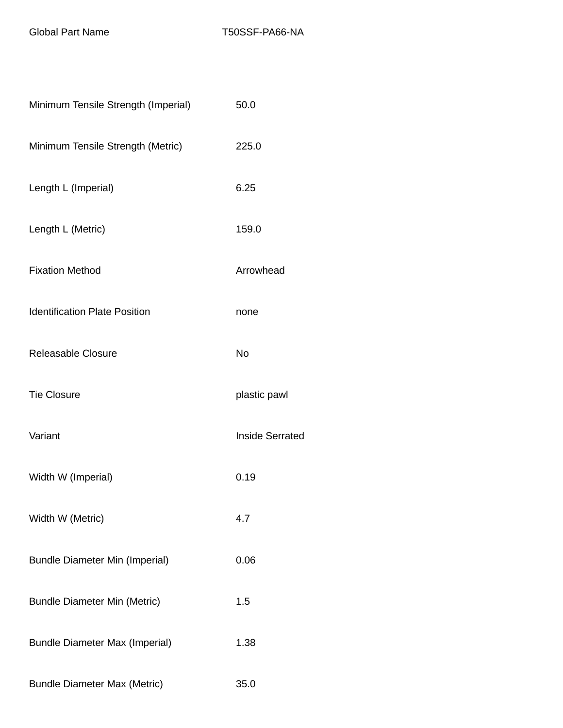| Global Part Name | T50SSF-PA66-NA |
| --- | --- |
| Minimum Tensile Strength (Imperial) | 50.0 |
| Minimum Tensile Strength (Metric) | 225.0 |
| Length L (Imperial) | 6.25 |
| Length L (Metric) | 159.0 |
| Fixation Method | Arrowhead |
| Identification Plate Position | none |
| Releasable Closure | No |
| Tie Closure | plastic pawl |
| Variant | Inside Serrated |
| Width W (Imperial) | 0.19 |
| Width W (Metric) | 4.7 |
| Bundle Diameter Min (Imperial) | 0.06 |
| Bundle Diameter Min (Metric) | 1.5 |
| Bundle Diameter Max (Imperial) | 1.38 |
| Bundle Diameter Max (Metric) | 35.0 |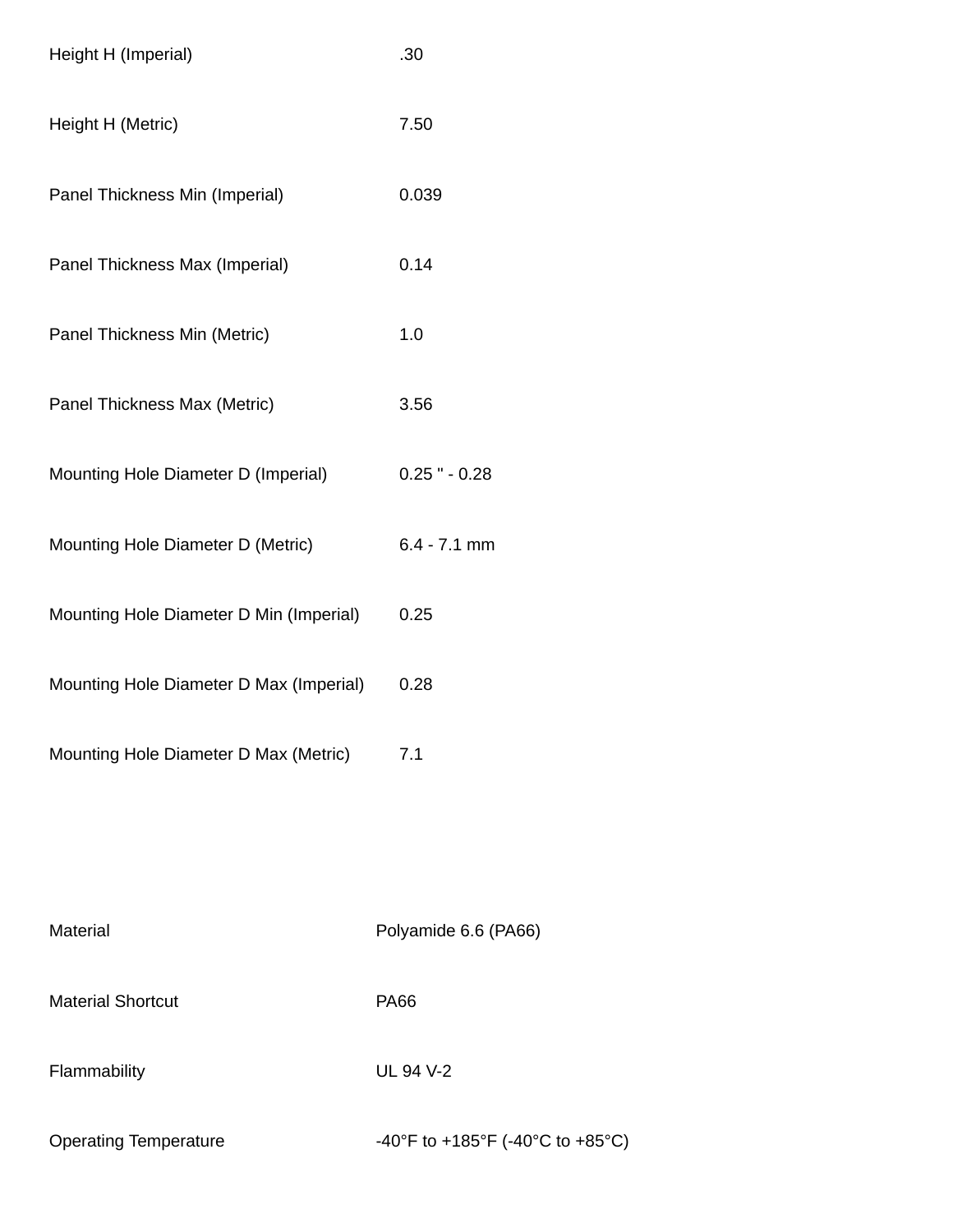| | |
|---|---|
| Height H (Imperial) | .30 |
| Height H (Metric) | 7.50 |
| Panel Thickness Min (Imperial) | 0.039 |
| Panel Thickness Max (Imperial) | 0.14 |
| Panel Thickness Min (Metric) | 1.0 |
| Panel Thickness Max (Metric) | 3.56 |
| Mounting Hole Diameter D (Imperial) | 0.25 " - 0.28 |
| Mounting Hole Diameter D (Metric) | 6.4 - 7.1 mm |
| Mounting Hole Diameter D Min (Imperial) | 0.25 |
| Mounting Hole Diameter D Max (Imperial) | 0.28 |
| Mounting Hole Diameter D Max (Metric) | 7.1 |

| | |
|---|---|
| Material | Polyamide 6.6 (PA66) |
| Material Shortcut | PA66 |
| Flammability | UL 94 V-2 |
| Operating Temperature | -40°F to +185°F (-40°C to +85°C) |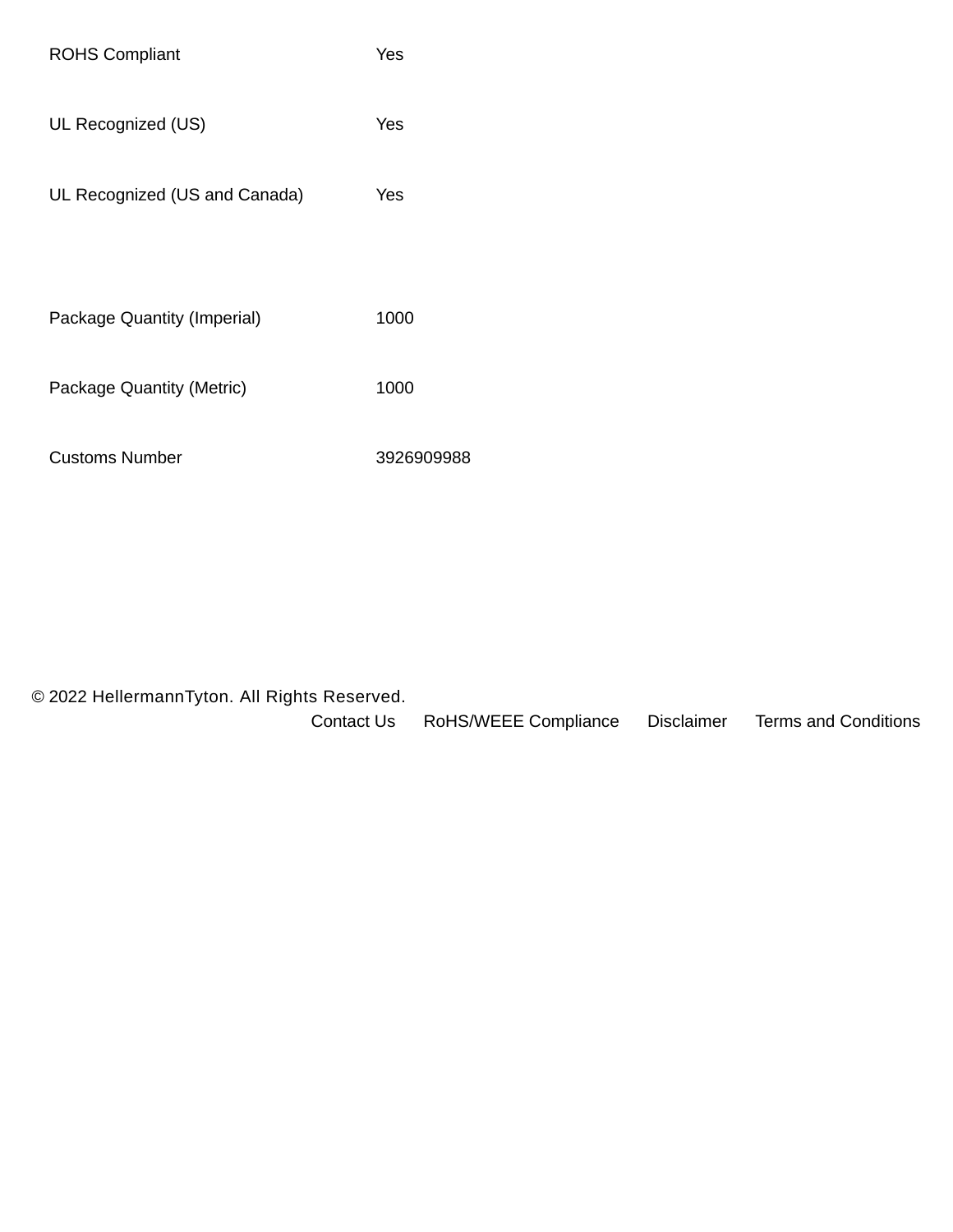| | |
|---|---|
| ROHS Compliant | Yes |
| UL Recognized (US) | Yes |
| UL Recognized (US and Canada) | Yes |

| | |
|---|---|
| Package Quantity (Imperial) | 1000 |
| Package Quantity (Metric) | 1000 |
| Customs Number | 3926909988 |

© 2022 HellermannTyton. All Rights Reserved.

Contact Us RoHS/WEEE Compliance Disclaimer Terms and Conditions